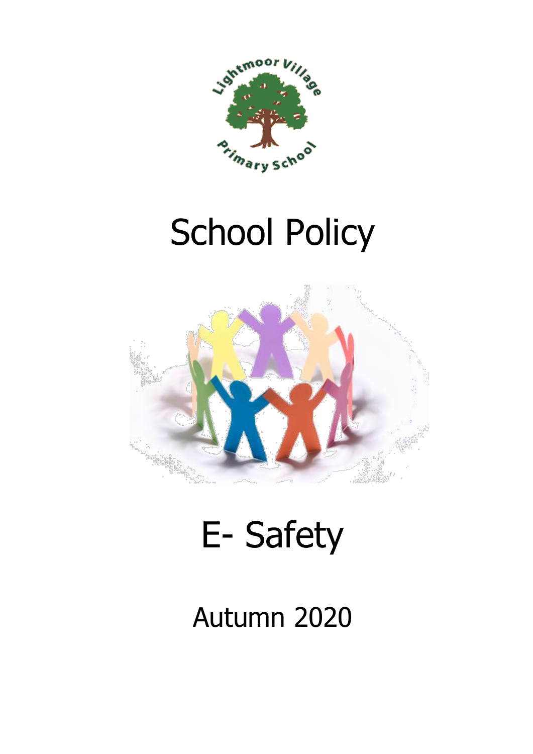# School Policy

# E- Safety

## Autumn 2020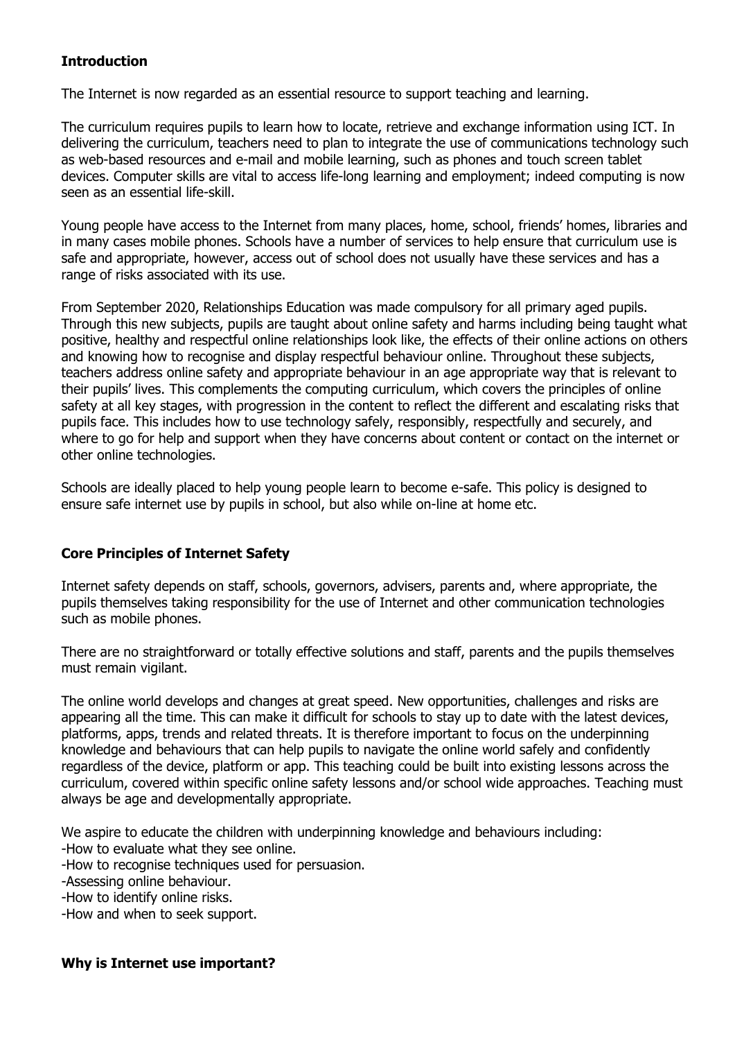**Introduction**

The Internet is now regarded as an essential resource to support teaching and learning.

The curriculum requires pupils to learn how to locate, retrieve and exchange information using ICT. In delivering the curriculum, teachers need to plan to integrate the use of communications technology such as web-based resources and e-mail and mobile learning, such as phones and touch screen tablet devices. Computer skills are vital to access life-long learning and employment; indeed computing is now seen as an essential life-skill.

Young people have access to the Internet from many places, home, school, friends' homes, libraries and in many cases mobile phones. Schools have a number of services to help ensure that curriculum use is safe and appropriate, however, access out of school does not usually have these services and has a range of risks associated with its use.

From September 2020, Relationships Education was made compulsory for all primary aged pupils. Through this new subjects, pupils are taught about online safety and harms including being taught what positive, healthy and respectful online relationships look like, the effects of their online actions on others and knowing how to recognise and display respectful behaviour online. Throughout these subjects, teachers address online safety and appropriate behaviour in an age appropriate way that is relevant to their pupils' lives. This complements the computing curriculum, which covers the principles of online safety at all key stages, with progression in the content to reflect the different and escalating risks that pupils face. This includes how to use technology safely, responsibly, respectfully and securely, and where to go for help and support when they have concerns about content or contact on the internet or other online technologies.

Schools are ideally placed to help young people learn to become e-safe. This policy is designed to ensure safe internet use by pupils in school, but also while on-line at home etc.

**Core Principles of Internet Safety**

Internet safety depends on staff, schools, governors, advisers, parents and, where appropriate, the pupils themselves taking responsibility for the use of Internet and other communication technologies such as mobile phones.

There are no straightforward or totally effective solutions and staff, parents and the pupils themselves must remain vigilant.

The online world develops and changes at great speed. New opportunities, challenges and risks are appearing all the time. This can make it difficult for schools to stay up to date with the latest devices, platforms, apps, trends and related threats. It is therefore important to focus on the underpinning knowledge and behaviours that can help pupils to navigate the online world safely and confidently regardless of the device, platform or app. This teaching could be built into existing lessons across the curriculum, covered within specific online safety lessons and/or school wide approaches. Teaching must always be age and developmentally appropriate.

We aspire to educate the children with underpinning knowledge and behaviours including:
-How to evaluate what they see online.
-How to recognise techniques used for persuasion.
-Assessing online behaviour.
-How to identify online risks.
-How and when to seek support.

**Why is Internet use important?**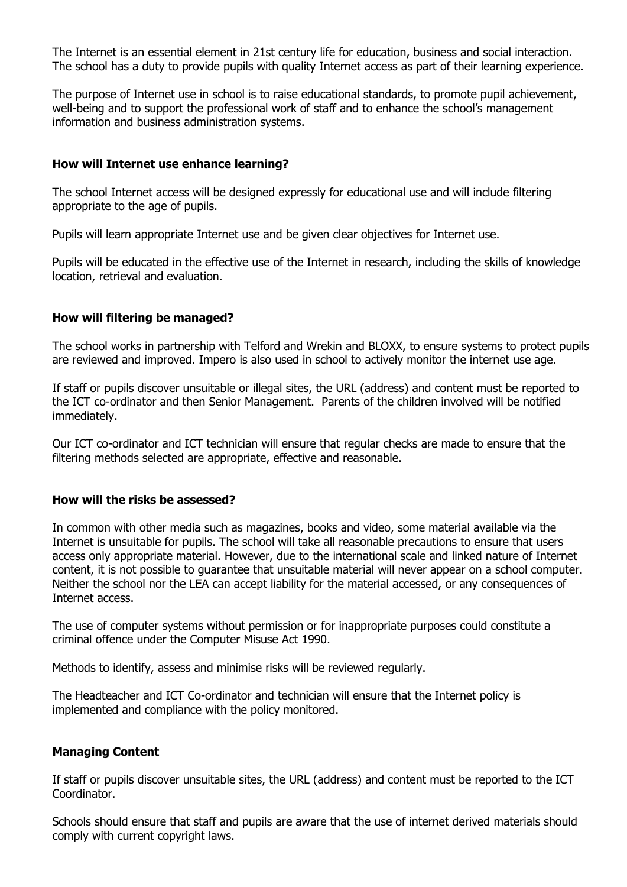The Internet is an essential element in 21st century life for education, business and social interaction. The school has a duty to provide pupils with quality Internet access as part of their learning experience.

The purpose of Internet use in school is to raise educational standards, to promote pupil achievement, well-being and to support the professional work of staff and to enhance the school's management information and business administration systems.

**How will Internet use enhance learning?**

The school Internet access will be designed expressly for educational use and will include filtering appropriate to the age of pupils.

Pupils will learn appropriate Internet use and be given clear objectives for Internet use.

Pupils will be educated in the effective use of the Internet in research, including the skills of knowledge location, retrieval and evaluation.

**How will filtering be managed?**

The school works in partnership with Telford and Wrekin and BLOXX, to ensure systems to protect pupils are reviewed and improved. Impero is also used in school to actively monitor the internet use age.

If staff or pupils discover unsuitable or illegal sites, the URL (address) and content must be reported to the ICT co-ordinator and then Senior Management. Parents of the children involved will be notified immediately.

Our ICT co-ordinator and ICT technician will ensure that regular checks are made to ensure that the filtering methods selected are appropriate, effective and reasonable.

**How will the risks be assessed?**

In common with other media such as magazines, books and video, some material available via the Internet is unsuitable for pupils. The school will take all reasonable precautions to ensure that users access only appropriate material. However, due to the international scale and linked nature of Internet content, it is not possible to guarantee that unsuitable material will never appear on a school computer. Neither the school nor the LEA can accept liability for the material accessed, or any consequences of Internet access.

The use of computer systems without permission or for inappropriate purposes could constitute a criminal offence under the Computer Misuse Act 1990.

Methods to identify, assess and minimise risks will be reviewed regularly.

The Headteacher and ICT Co-ordinator and technician will ensure that the Internet policy is implemented and compliance with the policy monitored.

**Managing Content**

If staff or pupils discover unsuitable sites, the URL (address) and content must be reported to the ICT Coordinator.

Schools should ensure that staff and pupils are aware that the use of internet derived materials should comply with current copyright laws.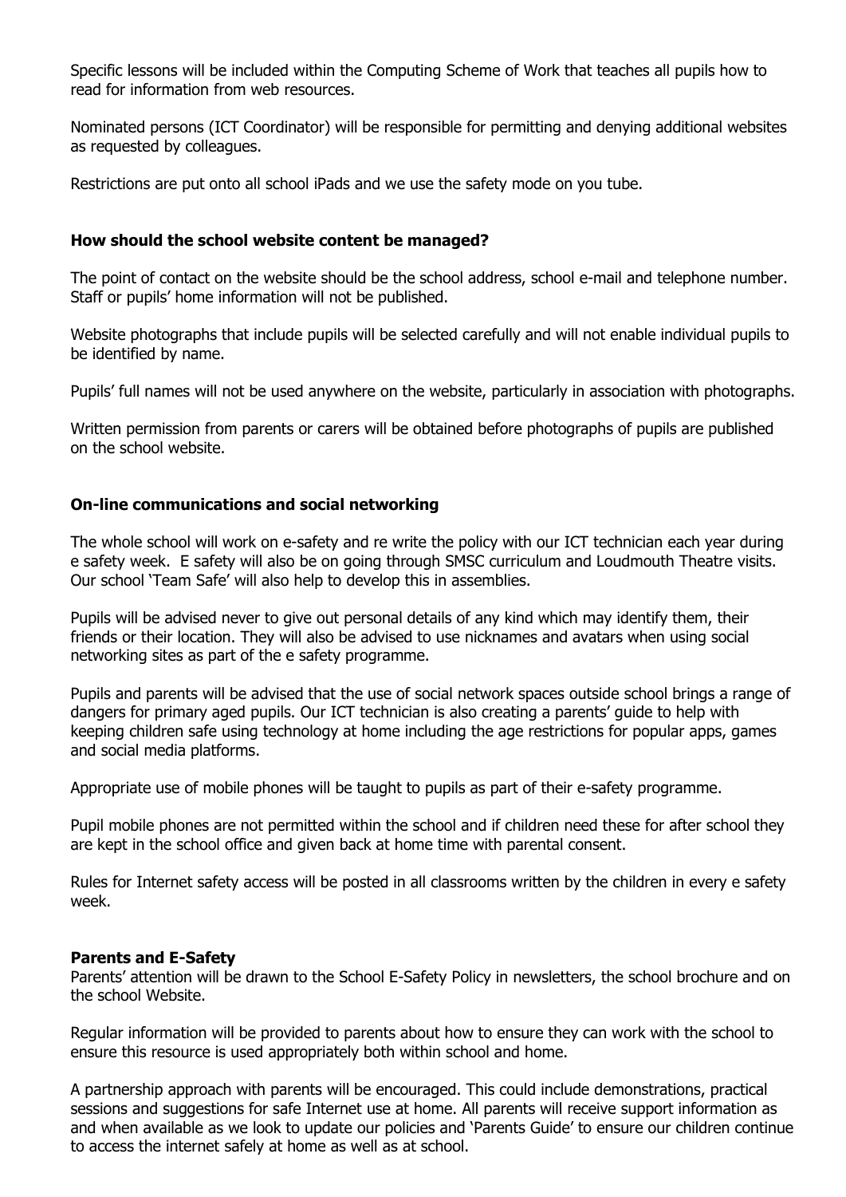Specific lessons will be included within the Computing Scheme of Work that teaches all pupils how to read for information from web resources.

Nominated persons (ICT Coordinator) will be responsible for permitting and denying additional websites as requested by colleagues.

Restrictions are put onto all school iPads and we use the safety mode on you tube.

### How should the school website content be managed?

The point of contact on the website should be the school address, school e-mail and telephone number. Staff or pupils' home information will not be published.

Website photographs that include pupils will be selected carefully and will not enable individual pupils to be identified by name.

Pupils' full names will not be used anywhere on the website, particularly in association with photographs.

Written permission from parents or carers will be obtained before photographs of pupils are published on the school website.

### On-line communications and social networking

The whole school will work on e-safety and re write the policy with our ICT technician each year during e safety week. E safety will also be on going through SMSC curriculum and Loudmouth Theatre visits. Our school 'Team Safe' will also help to develop this in assemblies.

Pupils will be advised never to give out personal details of any kind which may identify them, their friends or their location. They will also be advised to use nicknames and avatars when using social networking sites as part of the e safety programme.

Pupils and parents will be advised that the use of social network spaces outside school brings a range of dangers for primary aged pupils. Our ICT technician is also creating a parents' guide to help with keeping children safe using technology at home including the age restrictions for popular apps, games and social media platforms.

Appropriate use of mobile phones will be taught to pupils as part of their e-safety programme.

Pupil mobile phones are not permitted within the school and if children need these for after school they are kept in the school office and given back at home time with parental consent.

Rules for Internet safety access will be posted in all classrooms written by the children in every e safety week.

### Parents and E-Safety

Parents' attention will be drawn to the School E-Safety Policy in newsletters, the school brochure and on the school Website.

Regular information will be provided to parents about how to ensure they can work with the school to ensure this resource is used appropriately both within school and home.

A partnership approach with parents will be encouraged. This could include demonstrations, practical sessions and suggestions for safe Internet use at home. All parents will receive support information as and when available as we look to update our policies and 'Parents Guide' to ensure our children continue to access the internet safely at home as well as at school.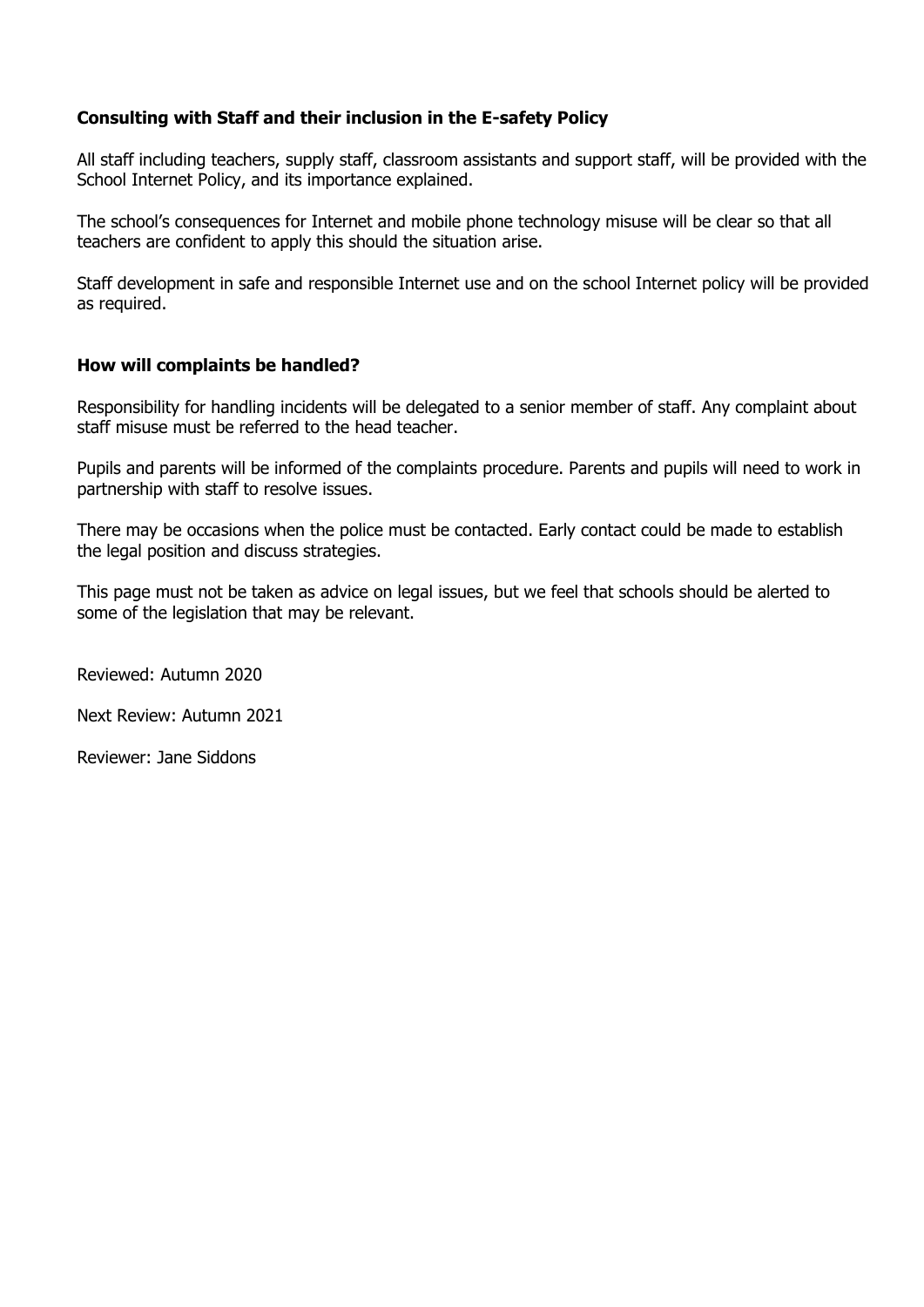**Consulting with Staff and their inclusion in the E-safety Policy**

All staff including teachers, supply staff, classroom assistants and support staff, will be provided with the School Internet Policy, and its importance explained.

The school's consequences for Internet and mobile phone technology misuse will be clear so that all teachers are confident to apply this should the situation arise.

Staff development in safe and responsible Internet use and on the school Internet policy will be provided as required.

**How will complaints be handled?**

Responsibility for handling incidents will be delegated to a senior member of staff. Any complaint about staff misuse must be referred to the head teacher.

Pupils and parents will be informed of the complaints procedure. Parents and pupils will need to work in partnership with staff to resolve issues.

There may be occasions when the police must be contacted. Early contact could be made to establish the legal position and discuss strategies.

This page must not be taken as advice on legal issues, but we feel that schools should be alerted to some of the legislation that may be relevant.

Reviewed: Autumn 2020

Next Review: Autumn 2021

Reviewer: Jane Siddons